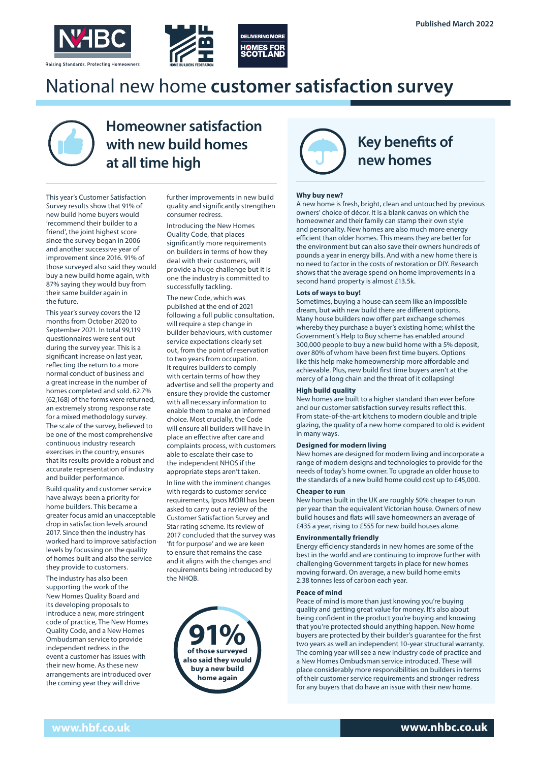Published March 2022

# National new home **customer satisfaction survey**

## Homeowner satisfaction with new build homes at all time high

This year's Customer Satisfaction Survey results show that 91% of new build home buyers would 'recommend their builder to a friend', the joint highest score since the survey began in 2006 and another successive year of improvement since 2016. 91% of those surveyed also said they would buy a new build home again, with 87% saying they would buy from their same builder again in the future.

This year's survey covers the 12 months from October 2020 to September 2021. In total 99,119 questionnaires were sent out during the survey year. This is a significant increase on last year, reflecting the return to a more normal conduct of business and a great increase in the number of homes completed and sold. 62.7% (62,168) of the forms were returned, an extremely strong response rate for a mixed methodology survey. The scale of the survey, believed to be one of the most comprehensive continuous industry research exercises in the country, ensures that its results provide a robust and accurate representation of industry and builder performance.

Build quality and customer service have always been a priority for home builders. This became a greater focus amid an unacceptable drop in satisfaction levels around 2017. Since then the industry has worked hard to improve satisfaction levels by focussing on the quality of homes built and also the service they provide to customers.

The industry has also been supporting the work of the New Homes Quality Board and its developing proposals to introduce a new, more stringent code of practice, The New Homes Quality Code, and a New Homes Ombudsman service to provide independent redress in the event a customer has issues with their new home. As these new arrangements are introduced over the coming year they will drive further improvements in new build quality and significantly strengthen consumer redress.

Introducing the New Homes Quality Code, that places significantly more requirements on builders in terms of how they deal with their customers, will provide a huge challenge but it is one the industry is committed to successfully tackling.

The new Code, which was published at the end of 2021 following a full public consultation, will require a step change in builder behaviours, with customer service expectations clearly set out, from the point of reservation to two years from occupation. It requires builders to comply with certain terms of how they advertise and sell the property and ensure they provide the customer with all necessary information to enable them to make an informed choice. Most crucially, the Code will ensure all builders will have in place an effective after care and complaints process, with customers able to escalate their case to the independent NHOS if the appropriate steps aren't taken.

In line with the imminent changes with regards to customer service requirements, Ipsos MORI has been asked to carry out a review of the Customer Satisfaction Survey and Star rating scheme. Its review of 2017 concluded that the survey was 'fit for purpose' and we are keen to ensure that remains the case and it aligns with the changes and requirements being introduced by the NHQB.

**91%** of those surveyed also said they would buy a new build home again

## Key benefits of new homes

**Why buy new?**
A new home is fresh, bright, clean and untouched by previous owners' choice of décor. It is a blank canvas on which the homeowner and their family can stamp their own style and personality. New homes are also much more energy efficient than older homes. This means they are better for the environment but can also save their owners hundreds of pounds a year in energy bills. And with a new home there is no need to factor in the costs of restoration or DIY. Research shows that the average spend on home improvements in a second hand property is almost £13.5k.

**Lots of ways to buy!**
Sometimes, buying a house can seem like an impossible dream, but with new build there are different options. Many house builders now offer part exchange schemes whereby they purchase a buyer's existing home; whilst the Government's Help to Buy scheme has enabled around 300,000 people to buy a new build home with a 5% deposit, over 80% of whom have been first time buyers. Options like this help make homeownership more affordable and achievable. Plus, new build first time buyers aren't at the mercy of a long chain and the threat of it collapsing!

**High build quality**
New homes are built to a higher standard than ever before and our customer satisfaction survey results reflect this. From state-of-the-art kitchens to modern double and triple glazing, the quality of a new home compared to old is evident in many ways.

**Designed for modern living**
New homes are designed for modern living and incorporate a range of modern designs and technologies to provide for the needs of today's home owner. To upgrade an older house to the standards of a new build home could cost up to £45,000.

**Cheaper to run**
New homes built in the UK are roughly 50% cheaper to run per year than the equivalent Victorian house. Owners of new build houses and flats will save homeowners an average of £435 a year, rising to £555 for new build houses alone.

**Environmentally friendly**
Energy efficiency standards in new homes are some of the best in the world and are continuing to improve further with challenging Government targets in place for new homes moving forward. On average, a new build home emits 2.38 tonnes less of carbon each year.

**Peace of mind**
Peace of mind is more than just knowing you're buying quality and getting great value for money. It's also about being confident in the product you're buying and knowing that you're protected should anything happen. New home buyers are protected by their builder's guarantee for the first two years as well an independent 10-year structural warranty. The coming year will see a new industry code of practice and a New Homes Ombudsman service introduced. These will place considerably more responsibilities on builders in terms of their customer service requirements and stronger redress for any buyers that do have an issue with their new home.

www.hbf.co.uk    www.nhbc.co.uk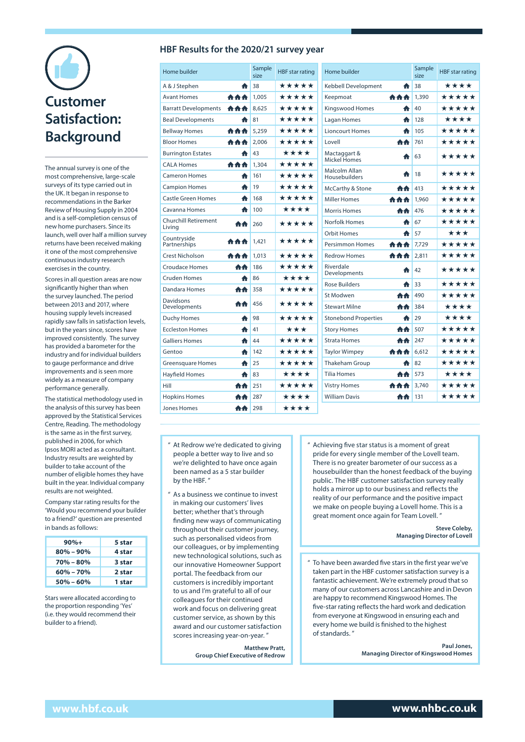# Customer Satisfaction: Background

The annual survey is one of the most comprehensive, large-scale surveys of its type carried out in the UK. It began in response to recommendations in the Barker Review of Housing Supply in 2004 and is a self-completion census of new home purchasers. Since its launch, well over half a million survey returns have been received making it one of the most comprehensive continuous industry research exercises in the country.

Scores in all question areas are now significantly higher than when the survey launched. The period between 2013 and 2017, where housing supply levels increased rapidly saw falls in satisfaction levels, but in the years since, scores have improved consistently. The survey has provided a barometer for the industry and for individual builders to gauge performance and drive improvements and is seen more widely as a measure of company performance generally.

The statistical methodology used in the analysis of this survey has been approved by the Statistical Services Centre, Reading. The methodology is the same as in the first survey, published in 2006, for which Ipsos MORI acted as a consultant. Industry results are weighted by builder to take account of the number of eligible homes they have built in the year. Individual company results are not weighted.

Company star rating results for the 'Would you recommend your builder to a friend?' question are presented in bands as follows:

| 90%+ | 5 star |
|---|---|
| 80% – 90% | 4 star |
| 70% – 80% | 3 star |
| 60% – 70% | 2 star |
| 50% – 60% | 1 star |

Stars were allocated according to the proportion responding 'Yes' (i.e. they would recommend their builder to a friend).

## HBF Results for the 2020/21 survey year

| Home builder | Size | Sample size | HBF star rating |
|---|---|---|---|
| A & J Stephen | 1 | 38 | ★★★★★ |
| Avant Homes | 3 | 1,005 | ★★★★★ |
| Barratt Developments | 3 | 8,625 | ★★★★★ |
| Beal Developments | 1 | 81 | ★★★★★ |
| Bellway Homes | 3 | 5,259 | ★★★★★ |
| Bloor Homes | 3 | 2,006 | ★★★★★ |
| Burrington Estates | 1 | 43 | ★★★★ |
| CALA Homes | 3 | 1,304 | ★★★★★ |
| Cameron Homes | 1 | 161 | ★★★★★ |
| Campion Homes | 1 | 19 | ★★★★★ |
| Castle Green Homes | 1 | 168 | ★★★★★ |
| Cavanna Homes | 1 | 100 | ★★★★ |
| Churchill Retirement Living | 2 | 260 | ★★★★★ |
| Countryside Partnerships | 3 | 1,421 | ★★★★★ |
| Crest Nicholson | 3 | 1,013 | ★★★★★ |
| Croudace Homes | 2 | 186 | ★★★★★ |
| Cruden Homes | 1 | 86 | ★★★★ |
| Dandara Homes | 2 | 358 | ★★★★★ |
| Davidsons Developments | 2 | 456 | ★★★★★ |
| Duchy Homes | 1 | 98 | ★★★★★ |
| Eccleston Homes | 1 | 41 | ★★★ |
| Galliers Homes | 1 | 44 | ★★★★★ |
| Gentoo | 1 | 142 | ★★★★★ |
| Greensquare Homes | 1 | 25 | ★★★★★ |
| Hayfield Homes | 1 | 83 | ★★★★ |
| Hill | 2 | 251 | ★★★★★ |
| Hopkins Homes | 2 | 287 | ★★★★ |
| Jones Homes | 2 | 298 | ★★★★ |
| Kebbell Development | 1 | 38 | ★★★★ |
| Keepmoat | 3 | 1,390 | ★★★★★ |
| Kingswood Homes | 1 | 40 | ★★★★★ |
| Lagan Homes | 1 | 128 | ★★★★ |
| Lioncourt Homes | 1 | 105 | ★★★★★ |
| Lovell | 2 | 761 | ★★★★★ |
| Mactaggart & Mickel Homes | 1 | 63 | ★★★★★ |
| Malcolm Allan Housebuilders | 1 | 18 | ★★★★★ |
| McCarthy & Stone | 2 | 413 | ★★★★★ |
| Miller Homes | 3 | 1,960 | ★★★★★ |
| Morris Homes | 2 | 476 | ★★★★★ |
| Norfolk Homes | 1 | 67 | ★★★★★ |
| Orbit Homes | 1 | 57 | ★★★ |
| Persimmon Homes | 3 | 7,729 | ★★★★★ |
| Redrow Homes | 3 | 2,811 | ★★★★★ |
| Riverdale Developments | 1 | 42 | ★★★★★ |
| Rose Builders | 1 | 33 | ★★★★★ |
| St Modwen | 2 | 490 | ★★★★★ |
| Stewart Milne | 2 | 384 | ★★★★ |
| Stonebond Properties | 1 | 29 | ★★★★ |
| Story Homes | 2 | 507 | ★★★★★ |
| Strata Homes | 2 | 247 | ★★★★★ |
| Taylor Wimpey | 3 | 6,612 | ★★★★★ |
| Thakeham Group | 1 | 82 | ★★★★★ |
| Tilia Homes | 2 | 573 | ★★★★ |
| Vistry Homes | 3 | 3,740 | ★★★★★ |
| William Davis | 2 | 131 | ★★★★★ |

"At Redrow we're dedicated to giving people a better way to live and so we're delighted to have once again been named as a 5 star builder by the HBF."

"As a business we continue to invest in making our customers' lives better; whether that's through finding new ways of communicating throughout their customer journey, such as personalised videos from our colleagues, or by implementing new technological solutions, such as our innovative Homeowner Support portal. The feedback from our customers is incredibly important to us and I'm grateful to all of our colleagues for their continued work and focus on delivering great customer service, as shown by this award and our customer satisfaction scores increasing year-on-year."

**Matthew Pratt, Group Chief Executive of Redrow**

"Achieving five star status is a moment of great pride for every single member of the Lovell team. There is no greater barometer of our success as a housebuilder than the honest feedback of the buying public. The HBF customer satisfaction survey really holds a mirror up to our business and reflects the reality of our performance and the positive impact we make on people buying a Lovell home. This is a great moment once again for Team Lovell."

**Steve Coleby, Managing Director of Lovell**

"To have been awarded five stars in the first year we've taken part in the HBF customer satisfaction survey is a fantastic achievement. We're extremely proud that so many of our customers across Lancashire and in Devon are happy to recommend Kingswood Homes. The five-star rating reflects the hard work and dedication from everyone at Kingswood in ensuring each and every home we build is finished to the highest of standards."

**Paul Jones, Managing Director of Kingswood Homes**

www.hbf.co.uk

www.nhbc.co.uk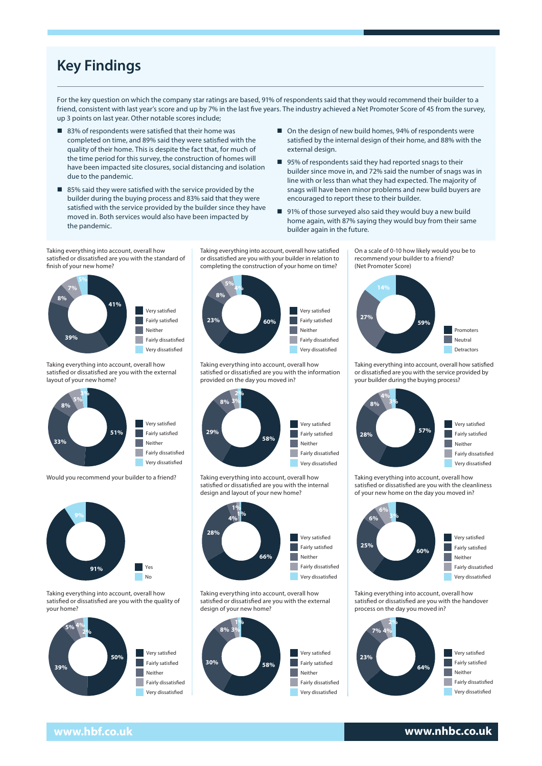# Key Findings

For the key question on which the company star ratings are based, 91% of respondents said that they would recommend their builder to a friend, consistent with last year's score and up by 7% in the last five years. The industry achieved a Net Promoter Score of 45 from the survey, up 3 points on last year. Other notable scores include;

- 83% of respondents were satisfied that their home was completed on time, and 89% said they were satisfied with the quality of their home. This is despite the fact that, for much of the time period for this survey, the construction of homes will have been impacted site closures, social distancing and isolation due to the pandemic.
- 85% said they were satisfied with the service provided by the builder during the buying process and 83% said that they were satisfied with the service provided by the builder since they have moved in. Both services would also have been impacted by the pandemic.
- On the design of new build homes, 94% of respondents were satisfied by the internal design of their home, and 88% with the external design.
- 95% of respondents said they had reported snags to their builder since move in, and 72% said the number of snags was in line with or less than what they had expected. The majority of snags will have been minor problems and new build buyers are encouraged to report these to their builder.
- 91% of those surveyed also said they would buy a new build home again, with 87% saying they would buy from their same builder again in the future.

Taking everything into account, overall how satisfied or dissatisfied are you with the standard of finish of your new home?

| Response | % |
|---|---|
| Very satisfied | 41% |
| Fairly satisfied | 39% |
| Neither | 8% |
| Fairly dissatisfied | 7% |
| Very dissatisfied | 5% |

Taking everything into account, overall how satisfied or dissatisfied are you with your builder in relation to completing the construction of your home on time?

| Response | % |
|---|---|
| Very satisfied | 60% |
| Fairly satisfied | 23% |
| Neither | 8% |
| Fairly dissatisfied | 5% |
| Very dissatisfied | 4% |

On a scale of 0-10 how likely would you be to recommend your builder to a friend? (Net Promoter Score)

| Response | % |
|---|---|
| Promoters | 59% |
| Neutral | 27% |
| Detractors | 14% |

Taking everything into account, overall how satisfied or dissatisfied are you with the external layout of your new home?

| Response | % |
|---|---|
| Very satisfied | 51% |
| Fairly satisfied | 33% |
| Neither | 8% |
| Fairly dissatisfied | 5% |
| Very dissatisfied | 3% |

Taking everything into account, overall how satisfied or dissatisfied are you with the information provided on the day you moved in?

| Response | % |
|---|---|
| Very satisfied | 58% |
| Fairly satisfied | 29% |
| Neither | 8% |
| Fairly dissatisfied | 3% |
| Very dissatisfied | 2% |

Taking everything into account, overall how satisfied or dissatisfied are you with the service provided by your builder during the buying process?

| Response | % |
|---|---|
| Very satisfied | 57% |
| Fairly satisfied | 28% |
| Neither | 8% |
| Fairly dissatisfied | 4% |
| Very dissatisfied | 3% |

Would you recommend your builder to a friend?

| Response | % |
|---|---|
| Yes | 91% |
| No | 9% |

Taking everything into account, overall how satisfied or dissatisfied are you with the internal design and layout of your new home?

| Response | % |
|---|---|
| Very satisfied | 66% |
| Fairly satisfied | 28% |
| Neither | 4% |
| Fairly dissatisfied | 1% |
| Very dissatisfied | 1% |

Taking everything into account, overall how satisfied or dissatisfied are you with the cleanliness of your new home on the day you moved in?

| Response | % |
|---|---|
| Very satisfied | 60% |
| Fairly satisfied | 25% |
| Neither | 6% |
| Fairly dissatisfied | 6% |
| Very dissatisfied | 3% |

Taking everything into account, overall how satisfied or dissatisfied are you with the quality of your home?

| Response | % |
|---|---|
| Very satisfied | 50% |
| Fairly satisfied | 39% |
| Neither | 5% |
| Fairly dissatisfied | 4% |
| Very dissatisfied | 2% |

Taking everything into account, overall how satisfied or dissatisfied are you with the external design of your new home?

| Response | % |
|---|---|
| Very satisfied | 58% |
| Fairly satisfied | 30% |
| Neither | 8% |
| Fairly dissatisfied | 3% |
| Very dissatisfied | 1% |

Taking everything into account, overall how satisfied or dissatisfied are you with the handover process on the day you moved in?

| Response | % |
|---|---|
| Very satisfied | 64% |
| Fairly satisfied | 23% |
| Neither | 7% |
| Fairly dissatisfied | 4% |
| Very dissatisfied | 2% |

www.hbf.co.uk

www.nhbc.co.uk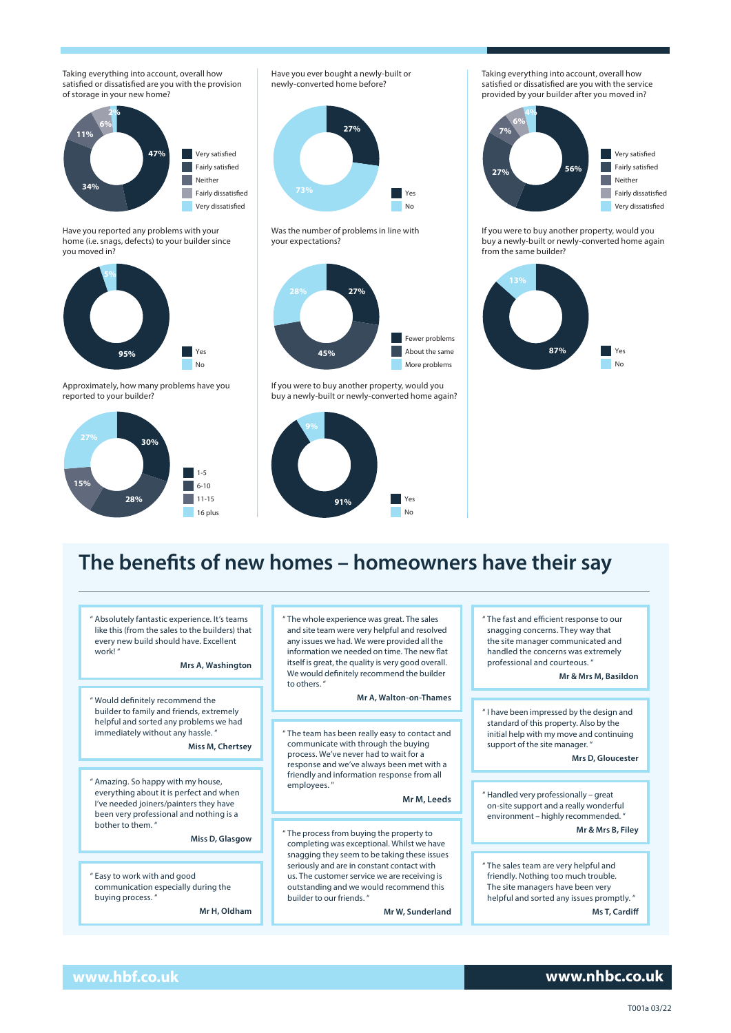Taking everything into account, overall how satisfied or dissatisfied are you with the provision of storage in your new home?

47%
34%
11%
6%
2%

Very satisfied
Fairly satisfied
Neither
Fairly dissatisfied
Very dissatisfied

Have you reported any problems with your home (i.e. snags, defects) to your builder since you moved in?

95%
5%

Yes
No

Approximately, how many problems have you reported to your builder?

30%
28%
15%
27%

1-5
6-10
11-15
16 plus

Have you ever bought a newly-built or newly-converted home before?

27%
73%

Yes
No

Was the number of problems in line with your expectations?

27%
45%
28%

Fewer problems
About the same
More problems

If you were to buy another property, would you buy a newly-built or newly-converted home again?

91%
9%

Yes
No

Taking everything into account, overall how satisfied or dissatisfied are you with the service provided by your builder after you moved in?

56%
27%
7%
6%
4%

Very satisfied
Fairly satisfied
Neither
Fairly dissatisfied
Very dissatisfied

If you were to buy another property, would you buy a newly-built or newly-converted home again from the same builder?

87%
13%

Yes
No

# The benefits of new homes – homeowners have their say

" Absolutely fantastic experience. It's teams like this (from the sales to the builders) that every new build should have. Excellent work! "

**Mrs A, Washington**

" Would definitely recommend the builder to family and friends, extremely helpful and sorted any problems we had immediately without any hassle. "

**Miss M, Chertsey**

" Amazing. So happy with my house, everything about it is perfect and when I've needed joiners/painters they have been very professional and nothing is a bother to them. "

**Miss D, Glasgow**

" Easy to work with and good communication especially during the buying process. "

**Mr H, Oldham**

" The whole experience was great. The sales and site team were very helpful and resolved any issues we had. We were provided all the information we needed on time. The new flat itself is great, the quality is very good overall. We would definitely recommend the builder to others. "

**Mr A, Walton-on-Thames**

" The team has been really easy to contact and communicate with through the buying process. We've never had to wait for a response and we've always been met with a friendly and information response from all employees. "

**Mr M, Leeds**

" The process from buying the property to completing was exceptional. Whilst we have snagging they seem to be taking these issues seriously and are in constant contact with us. The customer service we are receiving is outstanding and we would recommend this builder to our friends. "

**Mr W, Sunderland**

" The fast and efficient response to our snagging concerns. They way that the site manager communicated and handled the concerns was extremely professional and courteous. "

**Mr & Mrs M, Basildon**

" I have been impressed by the design and standard of this property. Also by the initial help with my move and continuing support of the site manager. "

**Mrs D, Gloucester**

" Handled very professionally – great on-site support and a really wonderful environment – highly recommended. "

**Mr & Mrs B, Filey**

" The sales team are very helpful and friendly. Nothing too much trouble. The site managers have been very helpful and sorted any issues promptly. "

**Ms T, Cardiff**

**www.hbf.co.uk** **www.nhbc.co.uk**

T001a 03/22